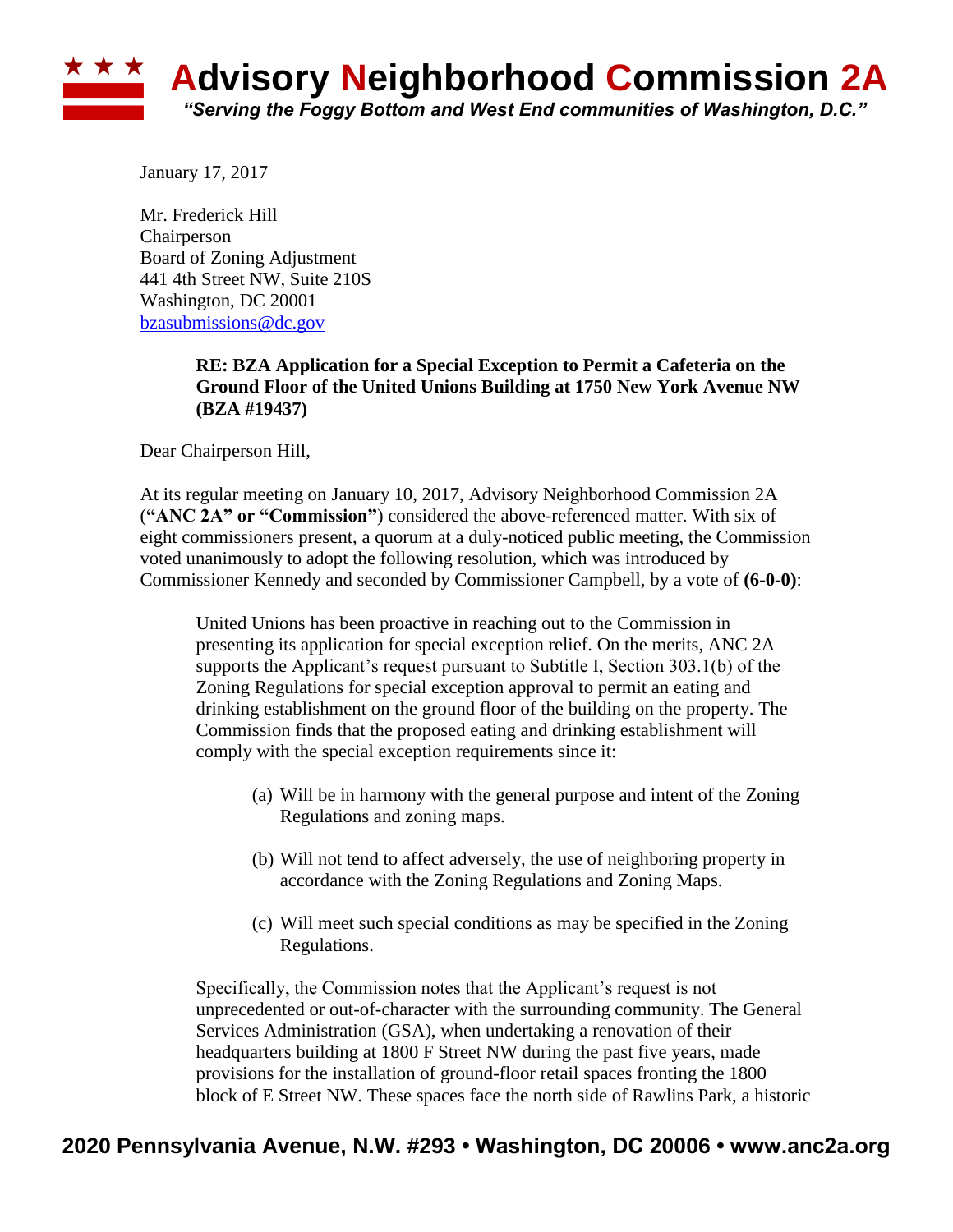# Advisory Neighborhood Commission 2A

*"Serving the Foggy Bottom and West End communities of Washington, D.C."*

January 17, 2017

Mr. Frederick Hill
Chairperson
Board of Zoning Adjustment
441 4th Street NW, Suite 210S
Washington, DC 20001
bzasubmissions@dc.gov

**RE: BZA Application for a Special Exception to Permit a Cafeteria on the Ground Floor of the United Unions Building at 1750 New York Avenue NW (BZA #19437)**

Dear Chairperson Hill,

At its regular meeting on January 10, 2017, Advisory Neighborhood Commission 2A (**"ANC 2A" or "Commission"**) considered the above-referenced matter. With six of eight commissioners present, a quorum at a duly-noticed public meeting, the Commission voted unanimously to adopt the following resolution, which was introduced by Commissioner Kennedy and seconded by Commissioner Campbell, by a vote of **(6-0-0)**:

> United Unions has been proactive in reaching out to the Commission in presenting its application for special exception relief. On the merits, ANC 2A supports the Applicant's request pursuant to Subtitle I, Section 303.1(b) of the Zoning Regulations for special exception approval to permit an eating and drinking establishment on the ground floor of the building on the property. The Commission finds that the proposed eating and drinking establishment will comply with the special exception requirements since it:
>
> (a) Will be in harmony with the general purpose and intent of the Zoning Regulations and zoning maps.
>
> (b) Will not tend to affect adversely, the use of neighboring property in accordance with the Zoning Regulations and Zoning Maps.
>
> (c) Will meet such special conditions as may be specified in the Zoning Regulations.
>
> Specifically, the Commission notes that the Applicant's request is not unprecedented or out-of-character with the surrounding community. The General Services Administration (GSA), when undertaking a renovation of their headquarters building at 1800 F Street NW during the past five years, made provisions for the installation of ground-floor retail spaces fronting the 1800 block of E Street NW. These spaces face the north side of Rawlins Park, a historic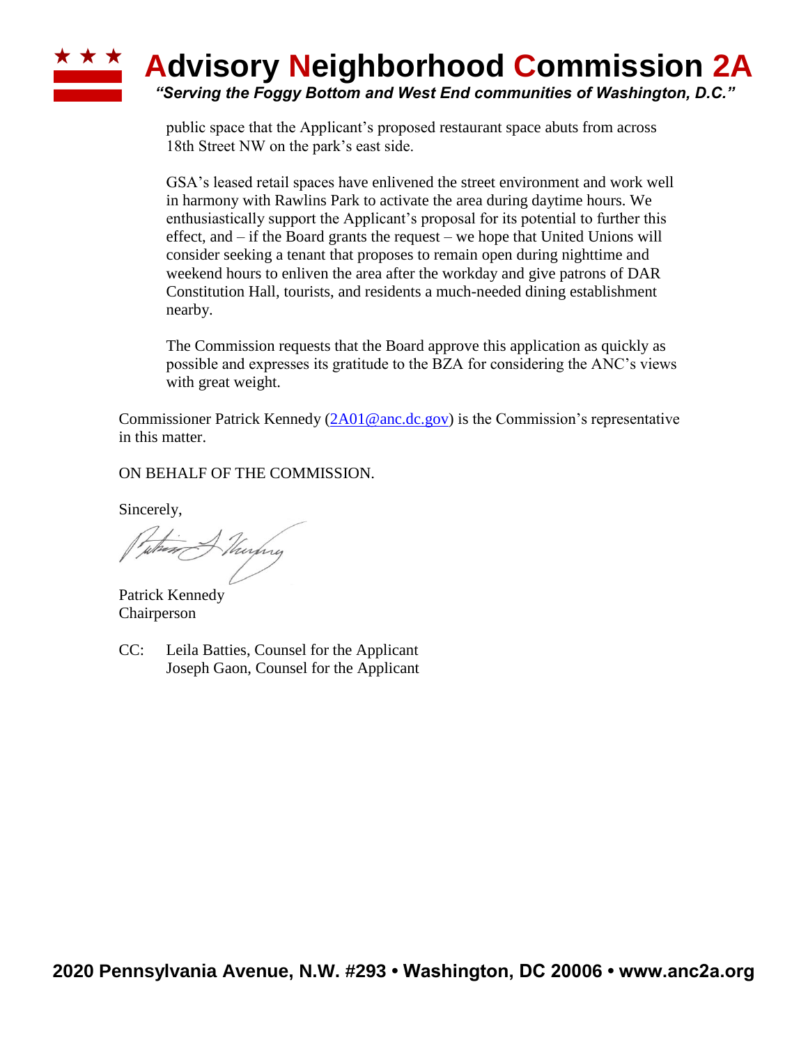public space that the Applicant's proposed restaurant space abuts from across 18th Street NW on the park's east side.

GSA's leased retail spaces have enlivened the street environment and work well in harmony with Rawlins Park to activate the area during daytime hours. We enthusiastically support the Applicant's proposal for its potential to further this effect, and – if the Board grants the request – we hope that United Unions will consider seeking a tenant that proposes to remain open during nighttime and weekend hours to enliven the area after the workday and give patrons of DAR Constitution Hall, tourists, and residents a much-needed dining establishment nearby.

The Commission requests that the Board approve this application as quickly as possible and expresses its gratitude to the BZA for considering the ANC's views with great weight.

Commissioner Patrick Kennedy (2A01@anc.dc.gov) is the Commission's representative in this matter.

ON BEHALF OF THE COMMISSION.

Sincerely,

Patrick Kennedy
Chairperson

CC: Leila Batties, Counsel for the Applicant
Joseph Gaon, Counsel for the Applicant